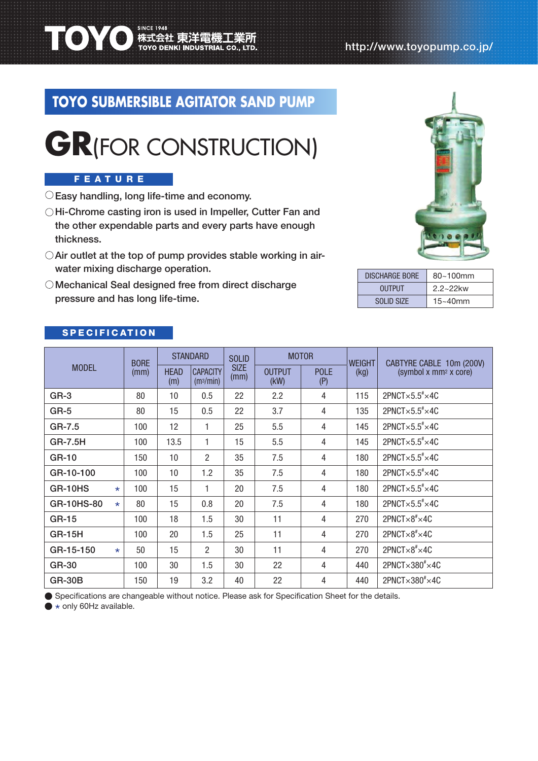TOYO SINCE 1948 株式会社 東洋電機工業所 TOYO DENKI INDUSTRIAL CO., LTD.

http://www.toyopump.co.jp/

# TOYO SUBMERSIBLE AGITATOR SAND PUMP

# GR(FOR CONSTRUCTION)

## FEATURE

- ○Easy handling, long life-time and economy.
- ○Hi-Chrome casting iron is used in Impeller, Cutter Fan and the other expendable parts and every parts have enough thickness.
- ○Air outlet at the top of pump provides stable working in air-water mixing discharge operation.
- ○Mechanical Seal designed free from direct discharge pressure and has long life-time.

| DISCHARGE BORE | 80~100mm |
|---|---|
| OUTPUT | 2.2~22kw |
| SOLID SIZE | 15~40mm |

## SPECIFICATION

| MODEL | BORE (mm) | STANDARD | | SOLID SIZE (mm) | MOTOR | | WEIGHT (kg) | CABTYRE CABLE 10m (200V) (symbol x mm² x core) |
|---|---|---|---|---|---|---|---|---|
| | | HEAD (m) | CAPACITY ($m^3$/min) | | OUTPUT (kW) | POLE (P) | | |
| GR-3 | 80 | 10 | 0.5 | 22 | 2.2 | 4 | 115 | 2PNCT×5.5#×4C |
| GR-5 | 80 | 15 | 0.5 | 22 | 3.7 | 4 | 135 | 2PNCT×5.5#×4C |
| GR-7.5 | 100 | 12 | 1 | 25 | 5.5 | 4 | 145 | 2PNCT×5.5#×4C |
| GR-7.5H | 100 | 13.5 | 1 | 15 | 5.5 | 4 | 145 | 2PNCT×5.5#×4C |
| GR-10 | 150 | 10 | 2 | 35 | 7.5 | 4 | 180 | 2PNCT×5.5#×4C |
| GR-10-100 | 100 | 10 | 1.2 | 35 | 7.5 | 4 | 180 | 2PNCT×5.5#×4C |
| GR-10HS ⋆ | 100 | 15 | 1 | 20 | 7.5 | 4 | 180 | 2PNCT×5.5#×4C |
| GR-10HS-80 ⋆ | 80 | 15 | 0.8 | 20 | 7.5 | 4 | 180 | 2PNCT×5.5#×4C |
| GR-15 | 100 | 18 | 1.5 | 30 | 11 | 4 | 270 | 2PNCT×8#×4C |
| GR-15H | 100 | 20 | 1.5 | 25 | 11 | 4 | 270 | 2PNCT×8#×4C |
| GR-15-150 ⋆ | 50 | 15 | 2 | 30 | 11 | 4 | 270 | 2PNCT×8#×4C |
| GR-30 | 100 | 30 | 1.5 | 30 | 22 | 4 | 440 | 2PNCT×380#×4C |
| GR-30B | 150 | 19 | 3.2 | 40 | 22 | 4 | 440 | 2PNCT×380#×4C |

- Specifications are changeable without notice. Please ask for Specification Sheet for the details.
- ⋆ only 60Hz available.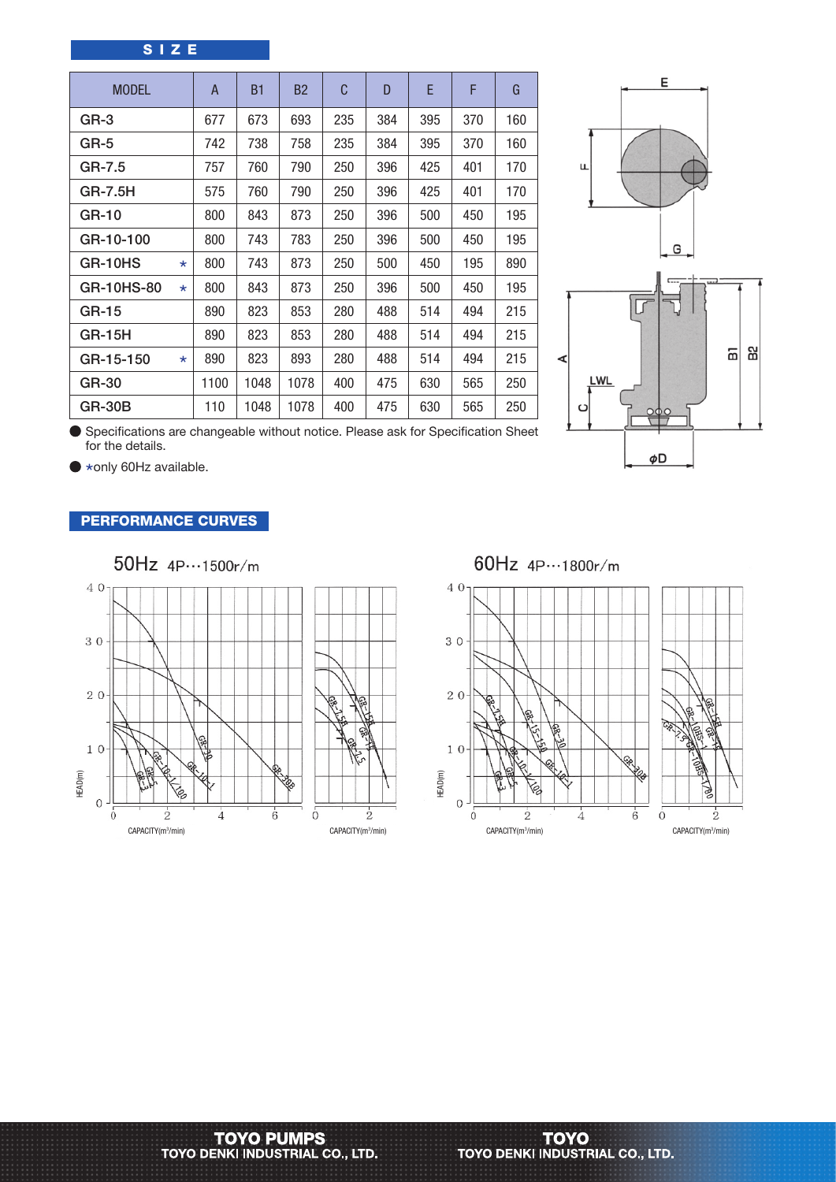## SIZE

| MODEL | A | B1 | B2 | C | D | E | F | G |
|---|---|---|---|---|---|---|---|---|
| GR-3 | 677 | 673 | 693 | 235 | 384 | 395 | 370 | 160 |
| GR-5 | 742 | 738 | 758 | 235 | 384 | 395 | 370 | 160 |
| GR-7.5 | 757 | 760 | 790 | 250 | 396 | 425 | 401 | 170 |
| GR-7.5H | 575 | 760 | 790 | 250 | 396 | 425 | 401 | 170 |
| GR-10 | 800 | 843 | 873 | 250 | 396 | 500 | 450 | 195 |
| GR-10-100 | 800 | 743 | 783 | 250 | 396 | 500 | 450 | 195 |
| GR-10HS ⋆ | 800 | 743 | 873 | 250 | 500 | 450 | 195 | 890 |
| GR-10HS-80 ⋆ | 800 | 843 | 873 | 250 | 396 | 500 | 450 | 195 |
| GR-15 | 890 | 823 | 853 | 280 | 488 | 514 | 494 | 215 |
| GR-15H | 890 | 823 | 853 | 280 | 488 | 514 | 494 | 215 |
| GR-15-150 ⋆ | 890 | 823 | 893 | 280 | 488 | 514 | 494 | 215 |
| GR-30 | 1100 | 1048 | 1078 | 400 | 475 | 630 | 565 | 250 |
| GR-30B | 110 | 1048 | 1078 | 400 | 475 | 630 | 565 | 250 |

- Specifications are changeable without notice. Please ask for Specification Sheet for the details.
- ⋆only 60Hz available.

E
F
G
A
LWL
C
B1
B2
φD

## PERFORMANCE CURVES

50Hz 4P…1500r/m

HEAD(m)
0
10
20
30
40
CAPACITY(m³/min)
0
2
4
6
GR-30
GR-30B
GR-10-1
GR-10-1/100
GR-5
GR-3
GR-15H
GR-7.5H
GR-15
GR-7.5

60Hz 4P…1800r/m

HEAD(m)
0
10
20
30
40
CAPACITY(m³/min)
0
2
4
6
GR-7.5H
GR-15-150
GR-30
GR-30B
GR-10-1/100
GR-10-1
GR-5
GR-3
GR-15H
GR-15
GR-10HS-1
GR-7.5
GR-10HS-1/80